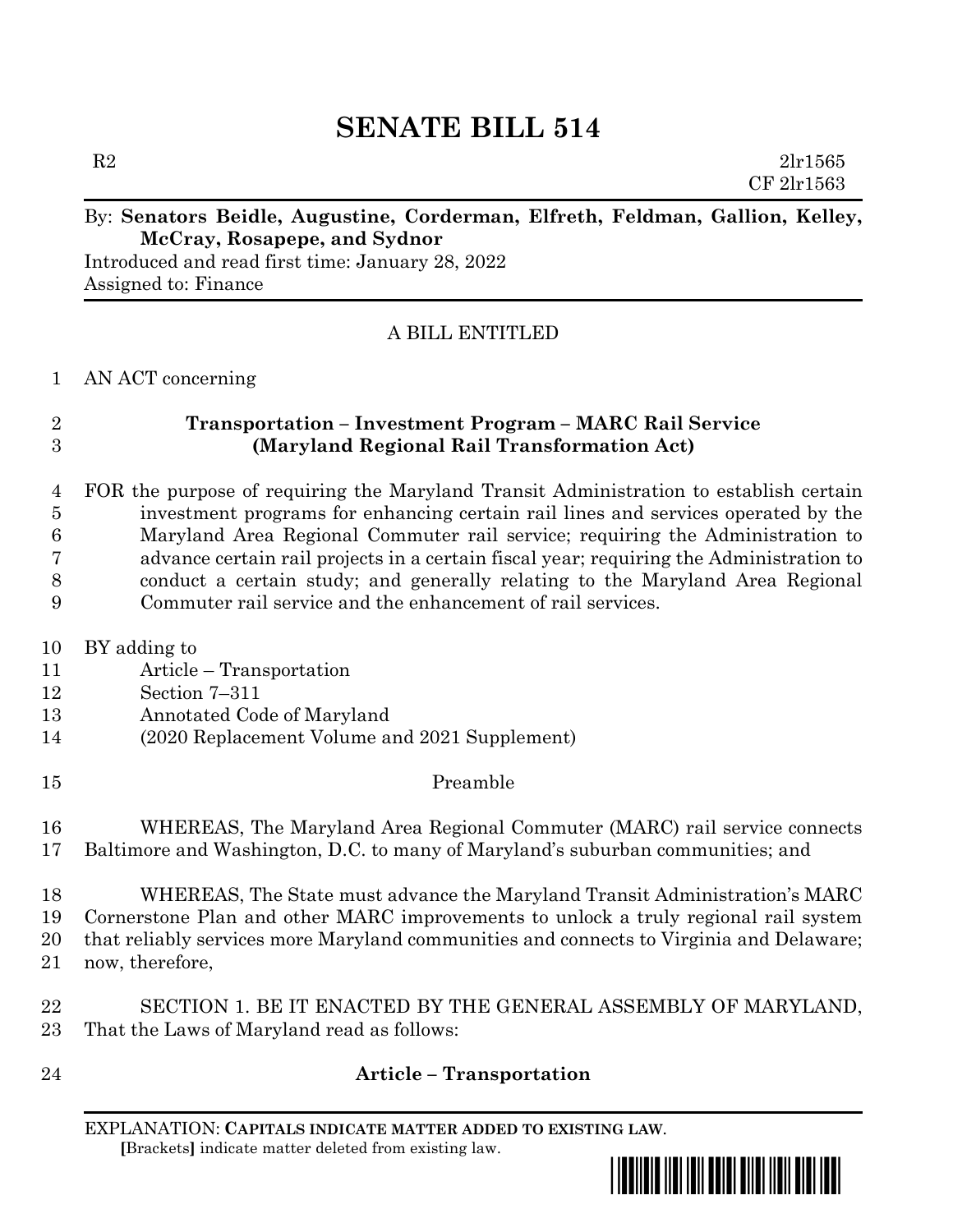# SENATE BILL 514

R2 2lr1565
CF 2lr1563

By: **Senators Beidle, Augustine, Corderman, Elfreth, Feldman, Gallion, Kelley, McCray, Rosapepe, and Sydnor**
Introduced and read first time: January 28, 2022
Assigned to: Finance

A BILL ENTITLED

1 AN ACT concerning

2 **Transportation – Investment Program – MARC Rail Service**
3 **(Maryland Regional Rail Transformation Act)**

4 FOR the purpose of requiring the Maryland Transit Administration to establish certain
5 investment programs for enhancing certain rail lines and services operated by the
6 Maryland Area Regional Commuter rail service; requiring the Administration to
7 advance certain rail projects in a certain fiscal year; requiring the Administration to
8 conduct a certain study; and generally relating to the Maryland Area Regional
9 Commuter rail service and the enhancement of rail services.

10 BY adding to
11 Article – Transportation
12 Section 7–311
13 Annotated Code of Maryland
14 (2020 Replacement Volume and 2021 Supplement)

15 Preamble

16 WHEREAS, The Maryland Area Regional Commuter (MARC) rail service connects
17 Baltimore and Washington, D.C. to many of Maryland's suburban communities; and

18 WHEREAS, The State must advance the Maryland Transit Administration's MARC
19 Cornerstone Plan and other MARC improvements to unlock a truly regional rail system
20 that reliably services more Maryland communities and connects to Virginia and Delaware;
21 now, therefore,

22 SECTION 1. BE IT ENACTED BY THE GENERAL ASSEMBLY OF MARYLAND,
23 That the Laws of Maryland read as follows:

24 **Article – Transportation**

EXPLANATION: **CAPITALS INDICATE MATTER ADDED TO EXISTING LAW**.
[Brackets] indicate matter deleted from existing law.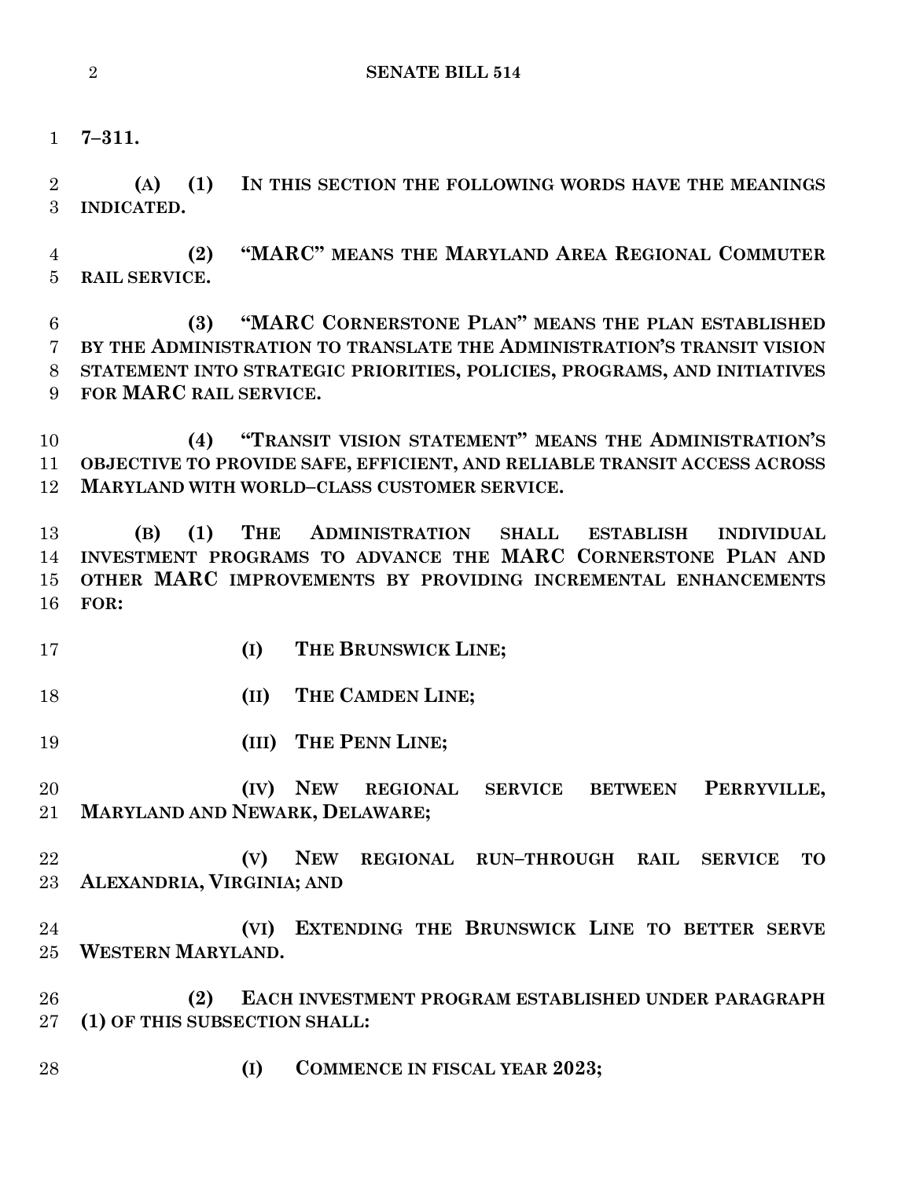**7–311.**

**(A) (1) IN THIS SECTION THE FOLLOWING WORDS HAVE THE MEANINGS INDICATED.**

**(2) "MARC" MEANS THE MARYLAND AREA REGIONAL COMMUTER RAIL SERVICE.**

**(3) "MARC CORNERSTONE PLAN" MEANS THE PLAN ESTABLISHED BY THE ADMINISTRATION TO TRANSLATE THE ADMINISTRATION'S TRANSIT VISION STATEMENT INTO STRATEGIC PRIORITIES, POLICIES, PROGRAMS, AND INITIATIVES FOR MARC RAIL SERVICE.**

**(4) "TRANSIT VISION STATEMENT" MEANS THE ADMINISTRATION'S OBJECTIVE TO PROVIDE SAFE, EFFICIENT, AND RELIABLE TRANSIT ACCESS ACROSS MARYLAND WITH WORLD–CLASS CUSTOMER SERVICE.**

**(B) (1) THE ADMINISTRATION SHALL ESTABLISH INDIVIDUAL INVESTMENT PROGRAMS TO ADVANCE THE MARC CORNERSTONE PLAN AND OTHER MARC IMPROVEMENTS BY PROVIDING INCREMENTAL ENHANCEMENTS FOR:**

**(I) THE BRUNSWICK LINE;**

**(II) THE CAMDEN LINE;**

**(III) THE PENN LINE;**

**(IV) NEW REGIONAL SERVICE BETWEEN PERRYVILLE, MARYLAND AND NEWARK, DELAWARE;**

**(V) NEW REGIONAL RUN–THROUGH RAIL SERVICE TO ALEXANDRIA, VIRGINIA; AND**

**(VI) EXTENDING THE BRUNSWICK LINE TO BETTER SERVE WESTERN MARYLAND.**

**(2) EACH INVESTMENT PROGRAM ESTABLISHED UNDER PARAGRAPH (1) OF THIS SUBSECTION SHALL:**

**(I) COMMENCE IN FISCAL YEAR 2023;**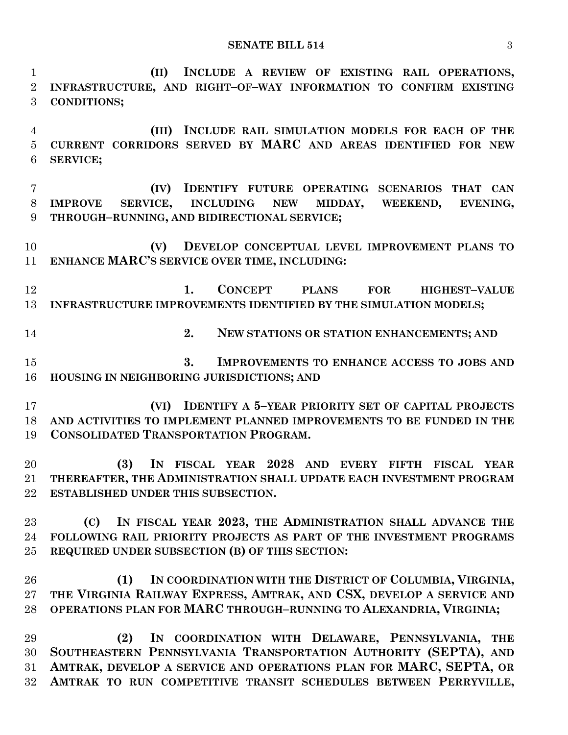**(II) INCLUDE A REVIEW OF EXISTING RAIL OPERATIONS, INFRASTRUCTURE, AND RIGHT–OF–WAY INFORMATION TO CONFIRM EXISTING CONDITIONS;**

**(III) INCLUDE RAIL SIMULATION MODELS FOR EACH OF THE CURRENT CORRIDORS SERVED BY MARC AND AREAS IDENTIFIED FOR NEW SERVICE;**

**(IV) IDENTIFY FUTURE OPERATING SCENARIOS THAT CAN IMPROVE SERVICE, INCLUDING NEW MIDDAY, WEEKEND, EVENING, THROUGH–RUNNING, AND BIDIRECTIONAL SERVICE;**

**(V) DEVELOP CONCEPTUAL LEVEL IMPROVEMENT PLANS TO ENHANCE MARC'S SERVICE OVER TIME, INCLUDING:**

**1. CONCEPT PLANS FOR HIGHEST–VALUE INFRASTRUCTURE IMPROVEMENTS IDENTIFIED BY THE SIMULATION MODELS;**

**2. NEW STATIONS OR STATION ENHANCEMENTS; AND**

**3. IMPROVEMENTS TO ENHANCE ACCESS TO JOBS AND HOUSING IN NEIGHBORING JURISDICTIONS; AND**

**(VI) IDENTIFY A 5–YEAR PRIORITY SET OF CAPITAL PROJECTS AND ACTIVITIES TO IMPLEMENT PLANNED IMPROVEMENTS TO BE FUNDED IN THE CONSOLIDATED TRANSPORTATION PROGRAM.**

**(3) IN FISCAL YEAR 2028 AND EVERY FIFTH FISCAL YEAR THEREAFTER, THE ADMINISTRATION SHALL UPDATE EACH INVESTMENT PROGRAM ESTABLISHED UNDER THIS SUBSECTION.**

**(C) IN FISCAL YEAR 2023, THE ADMINISTRATION SHALL ADVANCE THE FOLLOWING RAIL PRIORITY PROJECTS AS PART OF THE INVESTMENT PROGRAMS REQUIRED UNDER SUBSECTION (B) OF THIS SECTION:**

**(1) IN COORDINATION WITH THE DISTRICT OF COLUMBIA, VIRGINIA, THE VIRGINIA RAILWAY EXPRESS, AMTRAK, AND CSX, DEVELOP A SERVICE AND OPERATIONS PLAN FOR MARC THROUGH–RUNNING TO ALEXANDRIA, VIRGINIA;**

**(2) IN COORDINATION WITH DELAWARE, PENNSYLVANIA, THE SOUTHEASTERN PENNSYLVANIA TRANSPORTATION AUTHORITY (SEPTA), AND AMTRAK, DEVELOP A SERVICE AND OPERATIONS PLAN FOR MARC, SEPTA, OR AMTRAK TO RUN COMPETITIVE TRANSIT SCHEDULES BETWEEN PERRYVILLE,**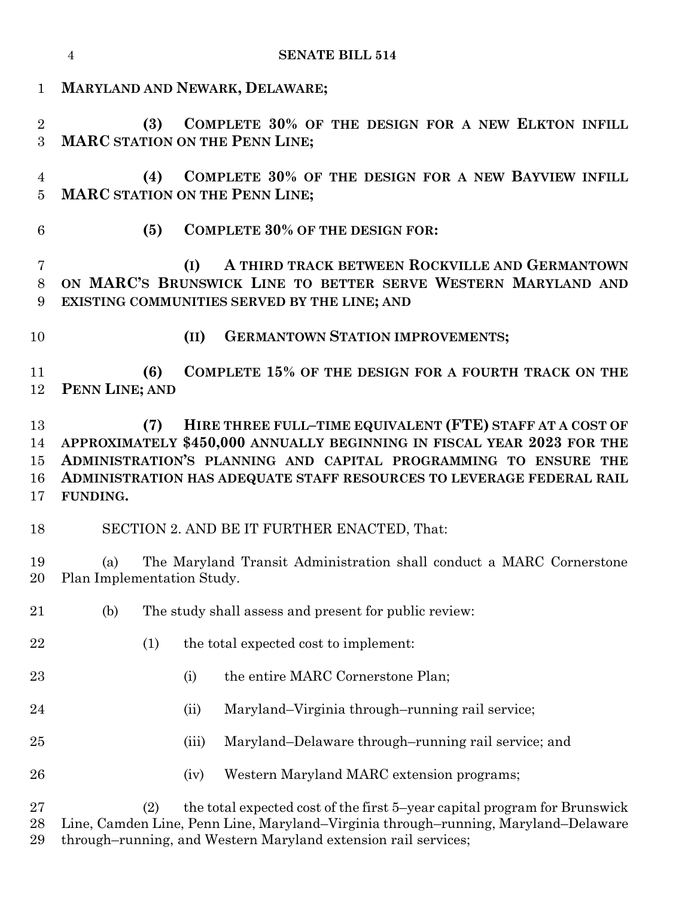**MARYLAND AND NEWARK, DELAWARE;**

**(3) COMPLETE 30% OF THE DESIGN FOR A NEW ELKTON INFILL MARC STATION ON THE PENN LINE;**

**(4) COMPLETE 30% OF THE DESIGN FOR A NEW BAYVIEW INFILL MARC STATION ON THE PENN LINE;**

**(5) COMPLETE 30% OF THE DESIGN FOR:**

**(I) A THIRD TRACK BETWEEN ROCKVILLE AND GERMANTOWN ON MARC'S BRUNSWICK LINE TO BETTER SERVE WESTERN MARYLAND AND EXISTING COMMUNITIES SERVED BY THE LINE; AND**

**(II) GERMANTOWN STATION IMPROVEMENTS;**

**(6) COMPLETE 15% OF THE DESIGN FOR A FOURTH TRACK ON THE PENN LINE; AND**

**(7) HIRE THREE FULL–TIME EQUIVALENT (FTE) STAFF AT A COST OF APPROXIMATELY $450,000 ANNUALLY BEGINNING IN FISCAL YEAR 2023 FOR THE ADMINISTRATION'S PLANNING AND CAPITAL PROGRAMMING TO ENSURE THE ADMINISTRATION HAS ADEQUATE STAFF RESOURCES TO LEVERAGE FEDERAL RAIL FUNDING.**

SECTION 2. AND BE IT FURTHER ENACTED, That:

(a) The Maryland Transit Administration shall conduct a MARC Cornerstone Plan Implementation Study.

(b) The study shall assess and present for public review:

(1) the total expected cost to implement:

(i) the entire MARC Cornerstone Plan;

(ii) Maryland–Virginia through–running rail service;

(iii) Maryland–Delaware through–running rail service; and

(iv) Western Maryland MARC extension programs;

(2) the total expected cost of the first 5–year capital program for Brunswick Line, Camden Line, Penn Line, Maryland–Virginia through–running, Maryland–Delaware through–running, and Western Maryland extension rail services;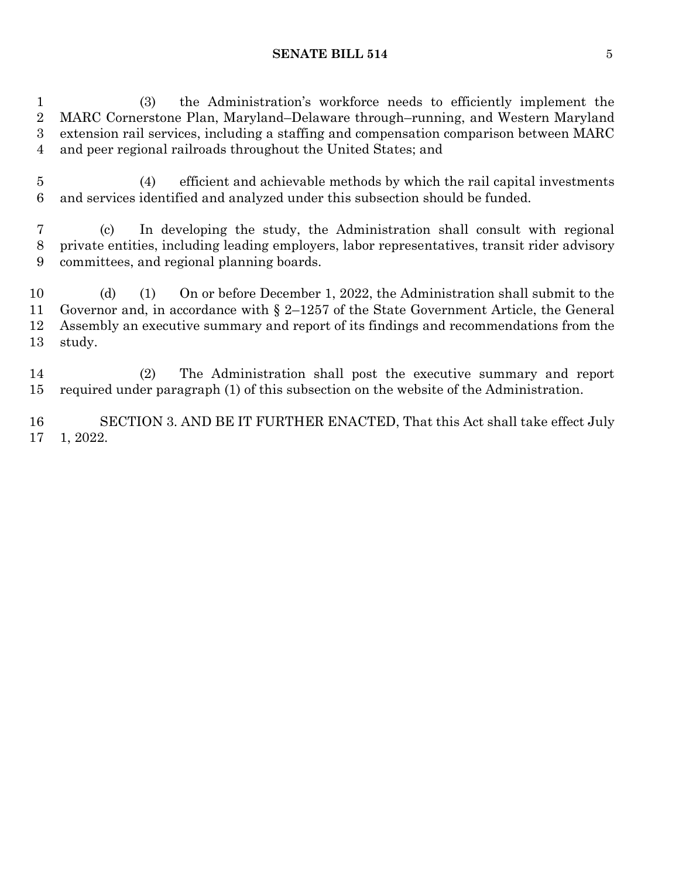(3) the Administration's workforce needs to efficiently implement the MARC Cornerstone Plan, Maryland–Delaware through–running, and Western Maryland extension rail services, including a staffing and compensation comparison between MARC and peer regional railroads throughout the United States; and

(4) efficient and achievable methods by which the rail capital investments and services identified and analyzed under this subsection should be funded.

(c) In developing the study, the Administration shall consult with regional private entities, including leading employers, labor representatives, transit rider advisory committees, and regional planning boards.

(d) (1) On or before December 1, 2022, the Administration shall submit to the Governor and, in accordance with § 2–1257 of the State Government Article, the General Assembly an executive summary and report of its findings and recommendations from the study.

(2) The Administration shall post the executive summary and report required under paragraph (1) of this subsection on the website of the Administration.

SECTION 3. AND BE IT FURTHER ENACTED, That this Act shall take effect July 1, 2022.